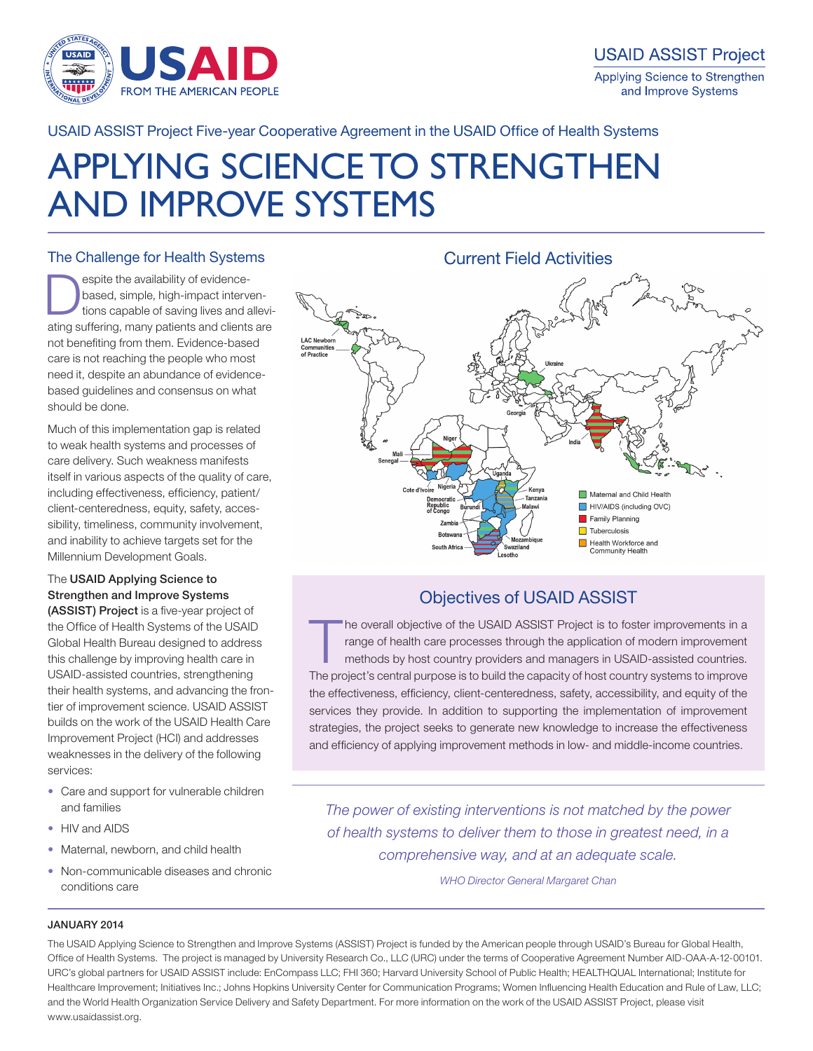USAID FROM THE AMERICAN PEOPLE

USAID ASSIST Project
Applying Science to Strengthen and Improve Systems

USAID ASSIST Project Five-year Cooperative Agreement in the USAID Office of Health Systems

# APPLYING SCIENCE TO STRENGTHEN AND IMPROVE SYSTEMS

## The Challenge for Health Systems

Despite the availability of evidence-based, simple, high-impact interventions capable of saving lives and alleviating suffering, many patients and clients are not benefiting from them. Evidence-based care is not reaching the people who most need it, despite an abundance of evidence-based guidelines and consensus on what should be done.

Much of this implementation gap is related to weak health systems and processes of care delivery. Such weakness manifests itself in various aspects of the quality of care, including effectiveness, efficiency, patient/client-centeredness, equity, safety, accessibility, timeliness, community involvement, and inability to achieve targets set for the Millennium Development Goals.

The **USAID Applying Science to Strengthen and Improve Systems (ASSIST) Project** is a five-year project of the Office of Health Systems of the USAID Global Health Bureau designed to address this challenge by improving health care in USAID-assisted countries, strengthening their health systems, and advancing the frontier of improvement science. USAID ASSIST builds on the work of the USAID Health Care Improvement Project (HCI) and addresses weaknesses in the delivery of the following services:

- Care and support for vulnerable children and families
- HIV and AIDS
- Maternal, newborn, and child health
- Non-communicable diseases and chronic conditions care

## Current Field Activities

LAC Newborn Communities of Practice, Ukraine, Georgia, India, Niger, Mali, Senegal, Cote d'Ivoire, Nigeria, Democratic Republic of Congo, Burundi, Uganda, Kenya, Tanzania, Malawi, Zambia, Botswana, South Africa, Mozambique, Swaziland, Lesotho

- Maternal and Child Health
- HIV/AIDS (including OVC)
- Family Planning
- Tuberculosis
- Health Workforce and Community Health

## Objectives of USAID ASSIST

The overall objective of the USAID ASSIST Project is to foster improvements in a range of health care processes through the application of modern improvement methods by host country providers and managers in USAID-assisted countries. The project's central purpose is to build the capacity of host country systems to improve the effectiveness, efficiency, client-centeredness, safety, accessibility, and equity of the services they provide. In addition to supporting the implementation of improvement strategies, the project seeks to generate new knowledge to increase the effectiveness and efficiency of applying improvement methods in low- and middle-income countries.

*The power of existing interventions is not matched by the power of health systems to deliver them to those in greatest need, in a comprehensive way, and at an adequate scale.*

*WHO Director General Margaret Chan*

**JANUARY 2014**

The USAID Applying Science to Strengthen and Improve Systems (ASSIST) Project is funded by the American people through USAID's Bureau for Global Health, Office of Health Systems. The project is managed by University Research Co., LLC (URC) under the terms of Cooperative Agreement Number AID-OAA-A-12-00101. URC's global partners for USAID ASSIST include: EnCompass LLC; FHI 360; Harvard University School of Public Health; HEALTHQUAL International; Institute for Healthcare Improvement; Initiatives Inc.; Johns Hopkins University Center for Communication Programs; Women Influencing Health Education and Rule of Law, LLC; and the World Health Organization Service Delivery and Safety Department. For more information on the work of the USAID ASSIST Project, please visit www.usaidassist.org.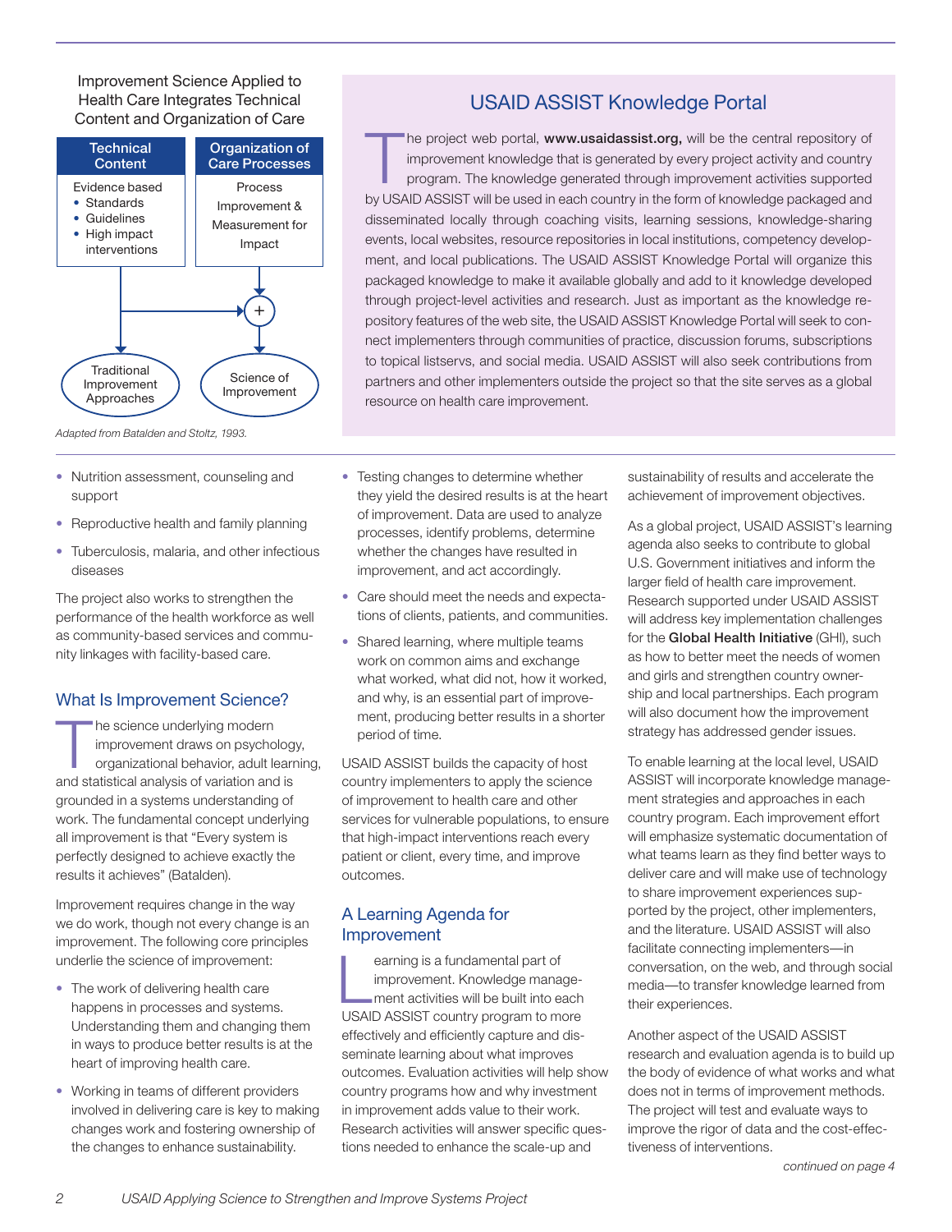Improvement Science Applied to Health Care Integrates Technical Content and Organization of Care

| Technical Content | Organization of Care Processes |
|---|---|
| Evidence based<br>• Standards<br>• Guidelines<br>• High impact interventions | Process Improvement & Measurement for Impact |

Technical Content → Traditional Improvement Approaches

Technical Content + Organization of Care Processes → Science of Improvement

*Adapted from Batalden and Stoltz, 1993.*

## USAID ASSIST Knowledge Portal

The project web portal, **www.usaidassist.org,** will be the central repository of improvement knowledge that is generated by every project activity and country program. The knowledge generated through improvement activities supported by USAID ASSIST will be used in each country in the form of knowledge packaged and disseminated locally through coaching visits, learning sessions, knowledge-sharing events, local websites, resource repositories in local institutions, competency development, and local publications. The USAID ASSIST Knowledge Portal will organize this packaged knowledge to make it available globally and add to it knowledge developed through project-level activities and research. Just as important as the knowledge repository features of the web site, the USAID ASSIST Knowledge Portal will seek to connect implementers through communities of practice, discussion forums, subscriptions to topical listservs, and social media. USAID ASSIST will also seek contributions from partners and other implementers outside the project so that the site serves as a global resource on health care improvement.

- Nutrition assessment, counseling and support
- Reproductive health and family planning
- Tuberculosis, malaria, and other infectious diseases

The project also works to strengthen the performance of the health workforce as well as community-based services and community linkages with facility-based care.

## What Is Improvement Science?

The science underlying modern improvement draws on psychology, organizational behavior, adult learning, and statistical analysis of variation and is grounded in a systems understanding of work. The fundamental concept underlying all improvement is that "Every system is perfectly designed to achieve exactly the results it achieves" (Batalden).

Improvement requires change in the way we do work, though not every change is an improvement. The following core principles underlie the science of improvement:

- The work of delivering health care happens in processes and systems. Understanding them and changing them in ways to produce better results is at the heart of improving health care.
- Working in teams of different providers involved in delivering care is key to making changes work and fostering ownership of the changes to enhance sustainability.
- Testing changes to determine whether they yield the desired results is at the heart of improvement. Data are used to analyze processes, identify problems, determine whether the changes have resulted in improvement, and act accordingly.
- Care should meet the needs and expectations of clients, patients, and communities.
- Shared learning, where multiple teams work on common aims and exchange what worked, what did not, how it worked, and why, is an essential part of improvement, producing better results in a shorter period of time.

USAID ASSIST builds the capacity of host country implementers to apply the science of improvement to health care and other services for vulnerable populations, to ensure that high-impact interventions reach every patient or client, every time, and improve outcomes.

## A Learning Agenda for Improvement

Learning is a fundamental part of improvement. Knowledge management activities will be built into each USAID ASSIST country program to more effectively and efficiently capture and disseminate learning about what improves outcomes. Evaluation activities will help show country programs how and why investment in improvement adds value to their work. Research activities will answer specific questions needed to enhance the scale-up and sustainability of results and accelerate the achievement of improvement objectives.

As a global project, USAID ASSIST's learning agenda also seeks to contribute to global U.S. Government initiatives and inform the larger field of health care improvement. Research supported under USAID ASSIST will address key implementation challenges for the **Global Health Initiative** (GHI), such as how to better meet the needs of women and girls and strengthen country ownership and local partnerships. Each program will also document how the improvement strategy has addressed gender issues.

To enable learning at the local level, USAID ASSIST will incorporate knowledge management strategies and approaches in each country program. Each improvement effort will emphasize systematic documentation of what teams learn as they find better ways to deliver care and will make use of technology to share improvement experiences supported by the project, other implementers, and the literature. USAID ASSIST will also facilitate connecting implementers—in conversation, on the web, and through social media—to transfer knowledge learned from their experiences.

Another aspect of the USAID ASSIST research and evaluation agenda is to build up the body of evidence of what works and what does not in terms of improvement methods. The project will test and evaluate ways to improve the rigor of data and the cost-effectiveness of interventions.

*continued on page 4*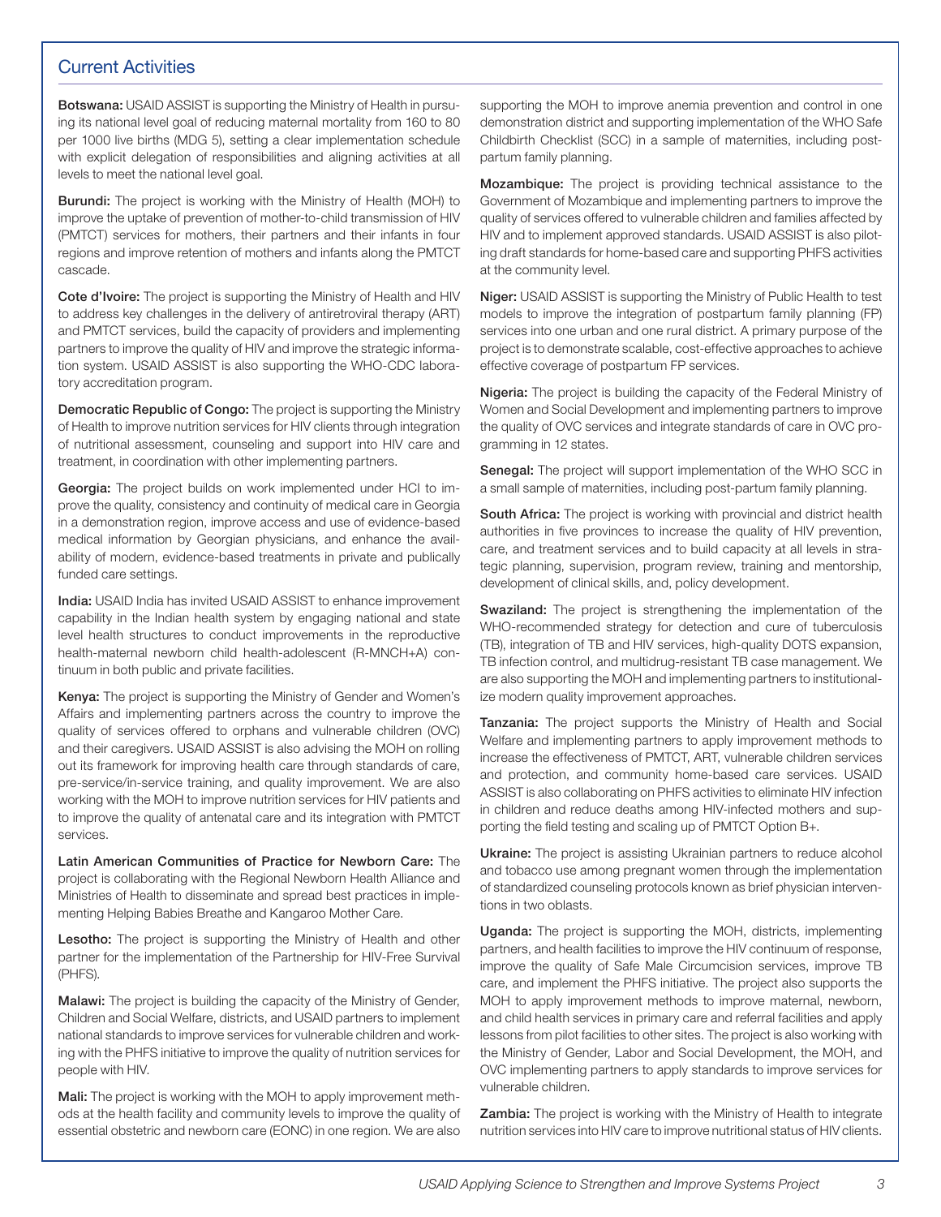## Current Activities

**Botswana:** USAID ASSIST is supporting the Ministry of Health in pursuing its national level goal of reducing maternal mortality from 160 to 80 per 1000 live births (MDG 5), setting a clear implementation schedule with explicit delegation of responsibilities and aligning activities at all levels to meet the national level goal.

**Burundi:** The project is working with the Ministry of Health (MOH) to improve the uptake of prevention of mother-to-child transmission of HIV (PMTCT) services for mothers, their partners and their infants in four regions and improve retention of mothers and infants along the PMTCT cascade.

**Cote d'Ivoire:** The project is supporting the Ministry of Health and HIV to address key challenges in the delivery of antiretroviral therapy (ART) and PMTCT services, build the capacity of providers and implementing partners to improve the quality of HIV and improve the strategic information system. USAID ASSIST is also supporting the WHO-CDC laboratory accreditation program.

**Democratic Republic of Congo:** The project is supporting the Ministry of Health to improve nutrition services for HIV clients through integration of nutritional assessment, counseling and support into HIV care and treatment, in coordination with other implementing partners.

**Georgia:** The project builds on work implemented under HCI to improve the quality, consistency and continuity of medical care in Georgia in a demonstration region, improve access and use of evidence-based medical information by Georgian physicians, and enhance the availability of modern, evidence-based treatments in private and publically funded care settings.

**India:** USAID India has invited USAID ASSIST to enhance improvement capability in the Indian health system by engaging national and state level health structures to conduct improvements in the reproductive health-maternal newborn child health-adolescent (R-MNCH+A) continuum in both public and private facilities.

**Kenya:** The project is supporting the Ministry of Gender and Women's Affairs and implementing partners across the country to improve the quality of services offered to orphans and vulnerable children (OVC) and their caregivers. USAID ASSIST is also advising the MOH on rolling out its framework for improving health care through standards of care, pre-service/in-service training, and quality improvement. We are also working with the MOH to improve nutrition services for HIV patients and to improve the quality of antenatal care and its integration with PMTCT services.

**Latin American Communities of Practice for Newborn Care:** The project is collaborating with the Regional Newborn Health Alliance and Ministries of Health to disseminate and spread best practices in implementing Helping Babies Breathe and Kangaroo Mother Care.

**Lesotho:** The project is supporting the Ministry of Health and other partner for the implementation of the Partnership for HIV-Free Survival (PHFS).

**Malawi:** The project is building the capacity of the Ministry of Gender, Children and Social Welfare, districts, and USAID partners to implement national standards to improve services for vulnerable children and working with the PHFS initiative to improve the quality of nutrition services for people with HIV.

**Mali:** The project is working with the MOH to apply improvement methods at the health facility and community levels to improve the quality of essential obstetric and newborn care (EONC) in one region. We are also supporting the MOH to improve anemia prevention and control in one demonstration district and supporting implementation of the WHO Safe Childbirth Checklist (SCC) in a sample of maternities, including postpartum family planning.

**Mozambique:** The project is providing technical assistance to the Government of Mozambique and implementing partners to improve the quality of services offered to vulnerable children and families affected by HIV and to implement approved standards. USAID ASSIST is also piloting draft standards for home-based care and supporting PHFS activities at the community level.

**Niger:** USAID ASSIST is supporting the Ministry of Public Health to test models to improve the integration of postpartum family planning (FP) services into one urban and one rural district. A primary purpose of the project is to demonstrate scalable, cost-effective approaches to achieve effective coverage of postpartum FP services.

**Nigeria:** The project is building the capacity of the Federal Ministry of Women and Social Development and implementing partners to improve the quality of OVC services and integrate standards of care in OVC programming in 12 states.

**Senegal:** The project will support implementation of the WHO SCC in a small sample of maternities, including post-partum family planning.

**South Africa:** The project is working with provincial and district health authorities in five provinces to increase the quality of HIV prevention, care, and treatment services and to build capacity at all levels in strategic planning, supervision, program review, training and mentorship, development of clinical skills, and, policy development.

**Swaziland:** The project is strengthening the implementation of the WHO-recommended strategy for detection and cure of tuberculosis (TB), integration of TB and HIV services, high-quality DOTS expansion, TB infection control, and multidrug-resistant TB case management. We are also supporting the MOH and implementing partners to institutionalize modern quality improvement approaches.

**Tanzania:** The project supports the Ministry of Health and Social Welfare and implementing partners to apply improvement methods to increase the effectiveness of PMTCT, ART, vulnerable children services and protection, and community home-based care services. USAID ASSIST is also collaborating on PHFS activities to eliminate HIV infection in children and reduce deaths among HIV-infected mothers and supporting the field testing and scaling up of PMTCT Option B+.

**Ukraine:** The project is assisting Ukrainian partners to reduce alcohol and tobacco use among pregnant women through the implementation of standardized counseling protocols known as brief physician interventions in two oblasts.

**Uganda:** The project is supporting the MOH, districts, implementing partners, and health facilities to improve the HIV continuum of response, improve the quality of Safe Male Circumcision services, improve TB care, and implement the PHFS initiative. The project also supports the MOH to apply improvement methods to improve maternal, newborn, and child health services in primary care and referral facilities and apply lessons from pilot facilities to other sites. The project is also working with the Ministry of Gender, Labor and Social Development, the MOH, and OVC implementing partners to apply standards to improve services for vulnerable children.

**Zambia:** The project is working with the Ministry of Health to integrate nutrition services into HIV care to improve nutritional status of HIV clients.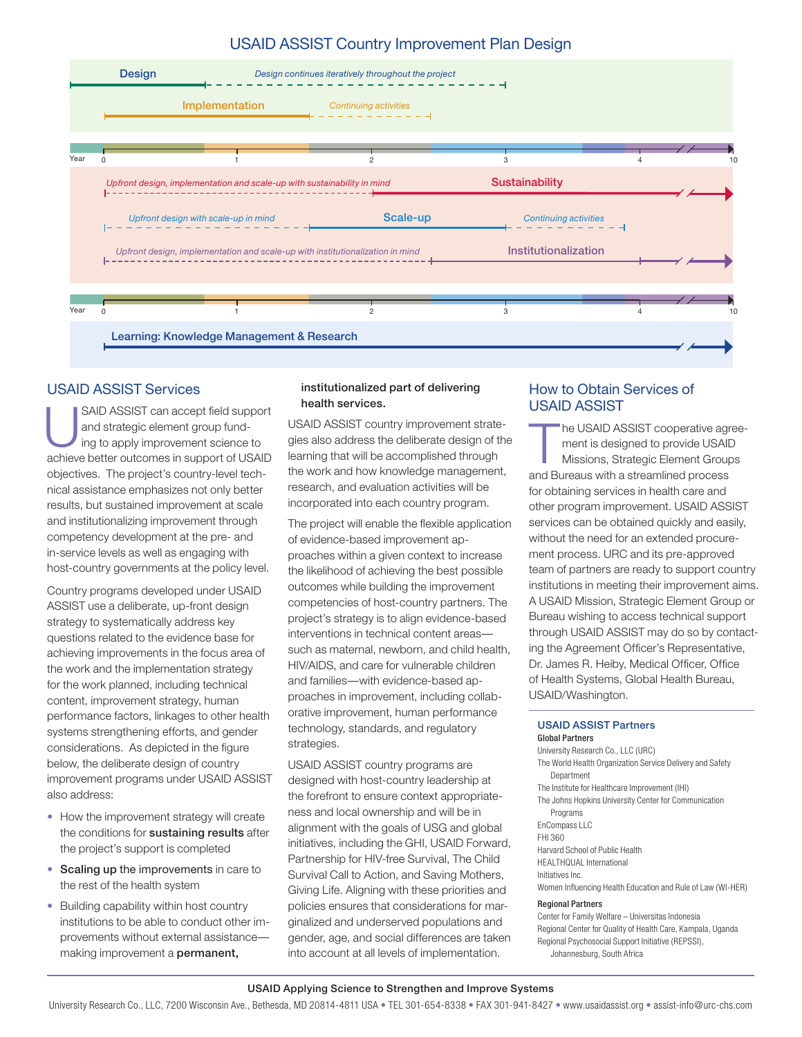## USAID ASSIST Country Improvement Plan Design

Design

*Design continues iteratively throughout the project*

Implementation

*Continuing activities*

Year 0 1 2 3 4 10

*Upfront design, implementation and scale-up with sustainability in mind*

Sustainability

*Upfront design with scale-up in mind*

Scale-up

*Continuing activities*

*Upfront design, implementation and scale-up with institutionalization in mind*

Institutionalization

Year 0 1 2 3 4 10

Learning: Knowledge Management & Research

## USAID ASSIST Services

USAID ASSIST can accept field support and strategic element group funding to apply improvement science to achieve better outcomes in support of USAID objectives. The project's country-level technical assistance emphasizes not only better results, but sustained improvement at scale and institutionalizing improvement through competency development at the pre- and in-service levels as well as engaging with host-country governments at the policy level.

Country programs developed under USAID ASSIST use a deliberate, up-front design strategy to systematically address key questions related to the evidence base for achieving improvements in the focus area of the work and the implementation strategy for the work planned, including technical content, improvement strategy, human performance factors, linkages to other health systems strengthening efforts, and gender considerations. As depicted in the figure below, the deliberate design of country improvement programs under USAID ASSIST also address:

- How the improvement strategy will create the conditions for **sustaining results** after the project's support is completed
- **Scaling up** the **improvements** in care to the rest of the health system
- Building capability within host country institutions to be able to conduct other improvements without external assistance—making improvement a **permanent, institutionalized part of delivering health services.**

USAID ASSIST country improvement strategies also address the deliberate design of the learning that will be accomplished through the work and how knowledge management, research, and evaluation activities will be incorporated into each country program.

The project will enable the flexible application of evidence-based improvement approaches within a given context to increase the likelihood of achieving the best possible outcomes while building the improvement competencies of host-country partners. The project's strategy is to align evidence-based interventions in technical content areas—such as maternal, newborn, and child health, HIV/AIDS, and care for vulnerable children and families—with evidence-based approaches in improvement, including collaborative improvement, human performance technology, standards, and regulatory strategies.

USAID ASSIST country programs are designed with host-country leadership at the forefront to ensure context appropriateness and local ownership and will be in alignment with the goals of USG and global initiatives, including the GHI, USAID Forward, Partnership for HIV-free Survival, The Child Survival Call to Action, and Saving Mothers, Giving Life. Aligning with these priorities and policies ensures that considerations for marginalized and underserved populations and gender, age, and social differences are taken into account at all levels of implementation.

## How to Obtain Services of USAID ASSIST

The USAID ASSIST cooperative agreement is designed to provide USAID Missions, Strategic Element Groups and Bureaus with a streamlined process for obtaining services in health care and other program improvement. USAID ASSIST services can be obtained quickly and easily, without the need for an extended procurement process. URC and its pre-approved team of partners are ready to support country institutions in meeting their improvement aims. A USAID Mission, Strategic Element Group or Bureau wishing to access technical support through USAID ASSIST may do so by contacting the Agreement Officer's Representative, Dr. James R. Heiby, Medical Officer, Office of Health Systems, Global Health Bureau, USAID/Washington.

### USAID ASSIST Partners

**Global Partners**

University Research Co., LLC (URC)
The World Health Organization Service Delivery and Safety Department
The Institute for Healthcare Improvement (IHI)
The Johns Hopkins University Center for Communication Programs
EnCompass LLC
FHI 360
Harvard School of Public Health
HEALTHQUAL International
Initiatives Inc.
Women Influencing Health Education and Rule of Law (WI-HER)

**Regional Partners**

Center for Family Welfare – Universitas Indonesia
Regional Center for Quality of Health Care, Kampala, Uganda
Regional Psychosocial Support Initiative (REPSSI), Johannesburg, South Africa

**USAID Applying Science to Strengthen and Improve Systems**

University Research Co., LLC, 7200 Wisconsin Ave., Bethesda, MD 20814-4811 USA • TEL 301-654-8338 • FAX 301-941-8427 • www.usaidassist.org • assist-info@urc-chs.com